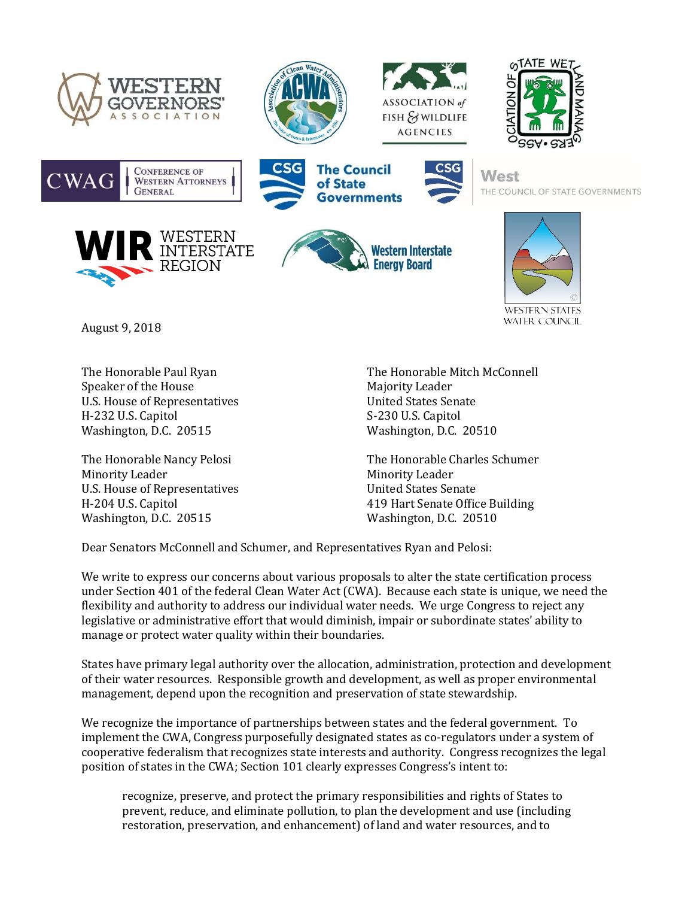August 9, 2018

The Honorable Paul Ryan
Speaker of the House
U.S. House of Representatives
H-232 U.S. Capitol
Washington, D.C. 20515

The Honorable Mitch McConnell
Majority Leader
United States Senate
S-230 U.S. Capitol
Washington, D.C. 20510

The Honorable Nancy Pelosi
Minority Leader
U.S. House of Representatives
H-204 U.S. Capitol
Washington, D.C. 20515

The Honorable Charles Schumer
Minority Leader
United States Senate
419 Hart Senate Office Building
Washington, D.C. 20510

Dear Senators McConnell and Schumer, and Representatives Ryan and Pelosi:

We write to express our concerns about various proposals to alter the state certification process under Section 401 of the federal Clean Water Act (CWA). Because each state is unique, we need the flexibility and authority to address our individual water needs. We urge Congress to reject any legislative or administrative effort that would diminish, impair or subordinate states' ability to manage or protect water quality within their boundaries.

States have primary legal authority over the allocation, administration, protection and development of their water resources. Responsible growth and development, as well as proper environmental management, depend upon the recognition and preservation of state stewardship.

We recognize the importance of partnerships between states and the federal government. To implement the CWA, Congress purposefully designated states as co-regulators under a system of cooperative federalism that recognizes state interests and authority. Congress recognizes the legal position of states in the CWA; Section 101 clearly expresses Congress's intent to:

> recognize, preserve, and protect the primary responsibilities and rights of States to prevent, reduce, and eliminate pollution, to plan the development and use (including restoration, preservation, and enhancement) of land and water resources, and to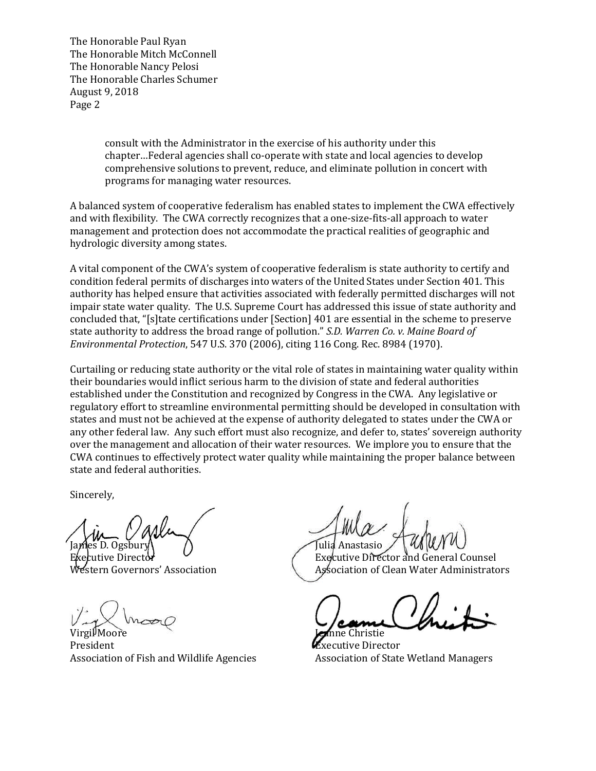> consult with the Administrator in the exercise of his authority under this chapter…Federal agencies shall co-operate with state and local agencies to develop comprehensive solutions to prevent, reduce, and eliminate pollution in concert with programs for managing water resources.

A balanced system of cooperative federalism has enabled states to implement the CWA effectively and with flexibility. The CWA correctly recognizes that a one-size-fits-all approach to water management and protection does not accommodate the practical realities of geographic and hydrologic diversity among states.

A vital component of the CWA's system of cooperative federalism is state authority to certify and condition federal permits of discharges into waters of the United States under Section 401. This authority has helped ensure that activities associated with federally permitted discharges will not impair state water quality. The U.S. Supreme Court has addressed this issue of state authority and concluded that, "[s]tate certifications under [Section] 401 are essential in the scheme to preserve state authority to address the broad range of pollution." *S.D. Warren Co. v. Maine Board of Environmental Protection*, 547 U.S. 370 (2006), citing 116 Cong. Rec. 8984 (1970).

Curtailing or reducing state authority or the vital role of states in maintaining water quality within their boundaries would inflict serious harm to the division of state and federal authorities established under the Constitution and recognized by Congress in the CWA. Any legislative or regulatory effort to streamline environmental permitting should be developed in consultation with states and must not be achieved at the expense of authority delegated to states under the CWA or any other federal law. Any such effort must also recognize, and defer to, states' sovereign authority over the management and allocation of their water resources. We implore you to ensure that the CWA continues to effectively protect water quality while maintaining the proper balance between state and federal authorities.

Sincerely,

James D. Ogsbury
Executive Director
Western Governors' Association

Julia Anastasio
Executive Director and General Counsel
Association of Clean Water Administrators

Virgil Moore
President
Association of Fish and Wildlife Agencies

Jeanne Christie
Executive Director
Association of State Wetland Managers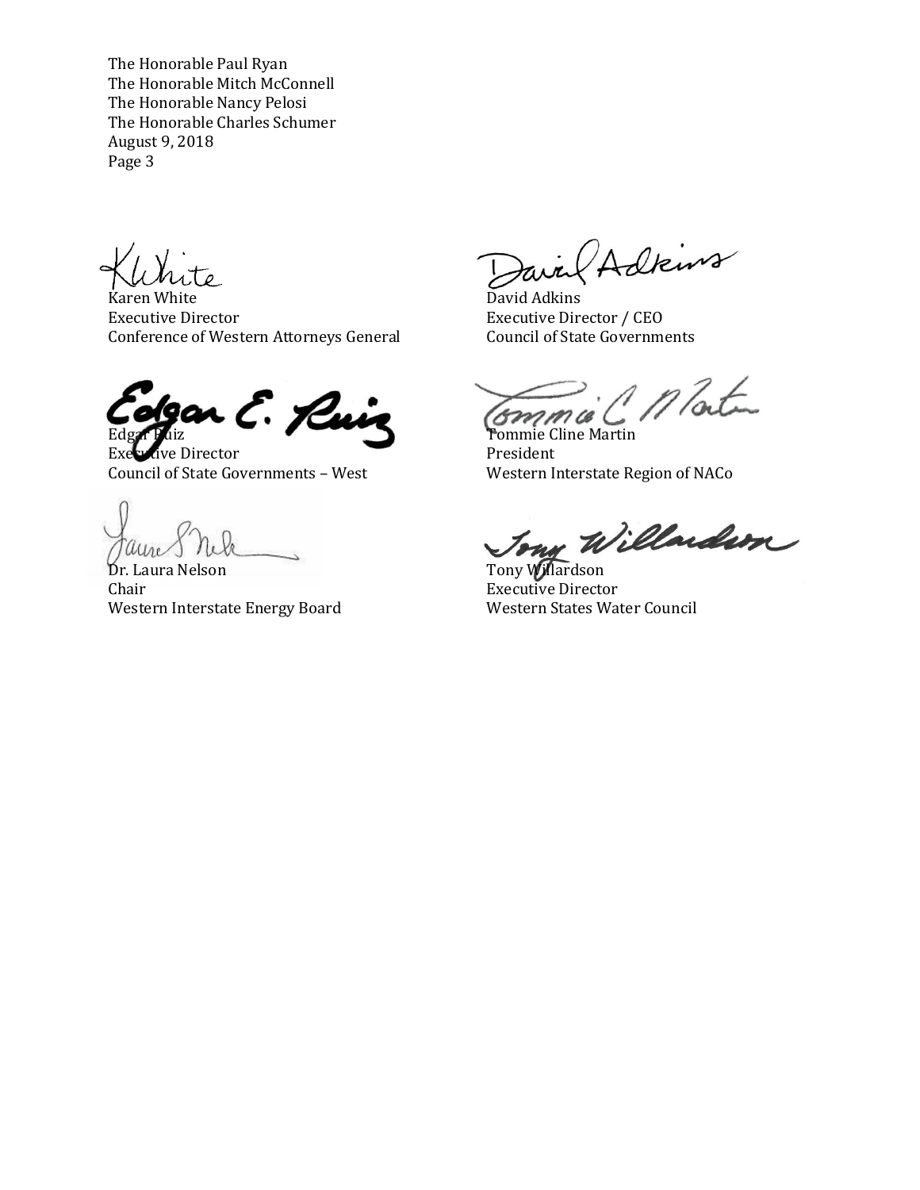The Honorable Paul Ryan
The Honorable Mitch McConnell
The Honorable Nancy Pelosi
The Honorable Charles Schumer
August 9, 2018
Page 3

Karen White
Executive Director
Conference of Western Attorneys General

David Adkins
Executive Director / CEO
Council of State Governments

Edgar Ruiz
Executive Director
Council of State Governments – West

Tommie Cline Martin
President
Western Interstate Region of NACo

Dr. Laura Nelson
Chair
Western Interstate Energy Board

Tony Willardson
Executive Director
Western States Water Council